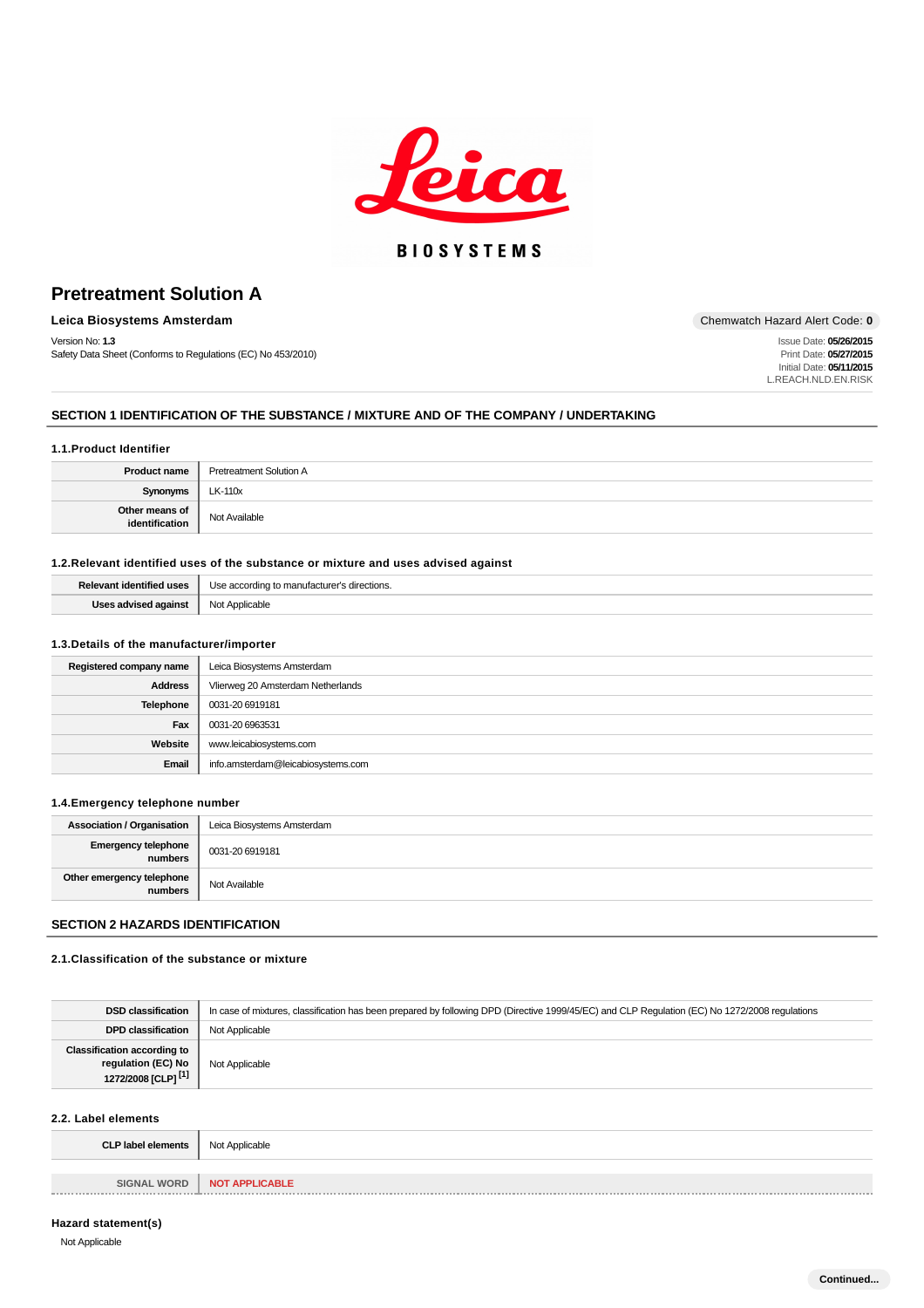# Pretreatment Solution A

**Leica Biosystems Amsterdam**

Chemwatch Hazard Alert Code: **0**

Version No: **1.3**
Safety Data Sheet (Conforms to Regulations (EC) No 453/2010)

Issue Date: **05/26/2015**
Print Date: **05/27/2015**
Initial Date: **05/11/2015**
L.REACH.NLD.EN.RISK

## SECTION 1 IDENTIFICATION OF THE SUBSTANCE / MIXTURE AND OF THE COMPANY / UNDERTAKING

### 1.1.Product Identifier

| | |
|---|---|
| **Product name** | Pretreatment Solution A |
| **Synonyms** | LK-110x |
| **Other means of identification** | Not Available |

### 1.2.Relevant identified uses of the substance or mixture and uses advised against

| | |
|---|---|
| **Relevant identified uses** | Use according to manufacturer's directions. |
| **Uses advised against** | Not Applicable |

### 1.3.Details of the manufacturer/importer

| | |
|---|---|
| **Registered company name** | Leica Biosystems Amsterdam |
| **Address** | Vlierweg 20 Amsterdam Netherlands |
| **Telephone** | 0031-20 6919181 |
| **Fax** | 0031-20 6963531 |
| **Website** | www.leicabiosystems.com |
| **Email** | info.amsterdam@leicabiosystems.com |

### 1.4.Emergency telephone number

| | |
|---|---|
| **Association / Organisation** | Leica Biosystems Amsterdam |
| **Emergency telephone numbers** | 0031-20 6919181 |
| **Other emergency telephone numbers** | Not Available |

## SECTION 2 HAZARDS IDENTIFICATION

### 2.1.Classification of the substance or mixture

| | |
|---|---|
| **DSD classification** | In case of mixtures, classification has been prepared by following DPD (Directive 1999/45/EC) and CLP Regulation (EC) No 1272/2008 regulations |
| **DPD classification** | Not Applicable |
| **Classification according to regulation (EC) No 1272/2008 [CLP] [1]** | Not Applicable |

### 2.2. Label elements

| | |
|---|---|
| **CLP label elements** | Not Applicable |
| **SIGNAL WORD** | **NOT APPLICABLE** |

### Hazard statement(s)

Not Applicable

Continued...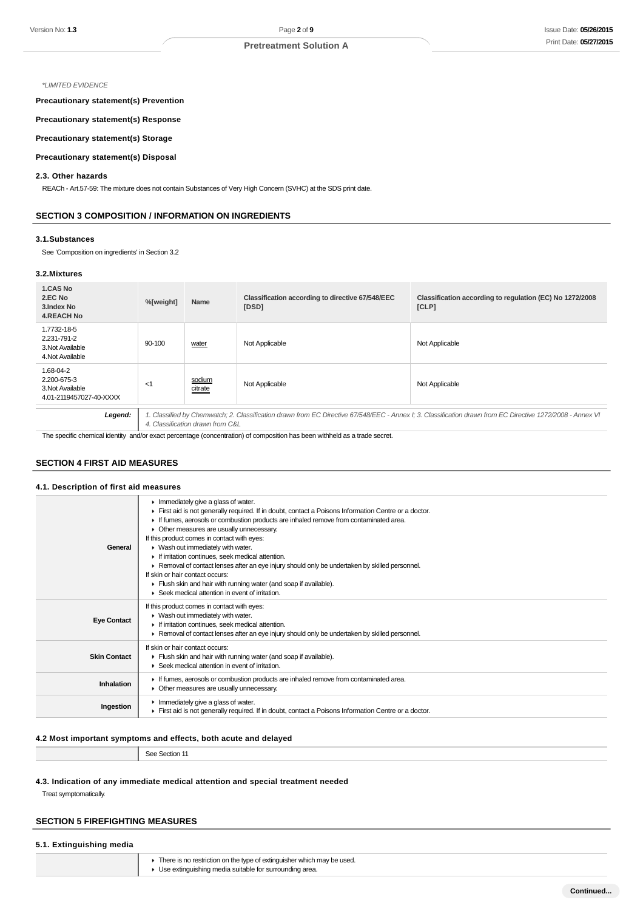*LIMITED EVIDENCE

**Precautionary statement(s) Prevention**

**Precautionary statement(s) Response**

**Precautionary statement(s) Storage**

**Precautionary statement(s) Disposal**

### 2.3. Other hazards

REACh - Art.57-59: The mixture does not contain Substances of Very High Concern (SVHC) at the SDS print date.

## SECTION 3 COMPOSITION / INFORMATION ON INGREDIENTS

### 3.1.Substances

See 'Composition on ingredients' in Section 3.2

### 3.2.Mixtures

| 1.CAS No 2.EC No 3.Index No 4.REACH No | %[weight] | Name | Classification according to directive 67/548/EEC [DSD] | Classification according to regulation (EC) No 1272/2008 [CLP] |
|---|---|---|---|---|
| 1.7732-18-5 2.231-791-2 3.Not Available 4.Not Available | 90-100 | water | Not Applicable | Not Applicable |
| 1.68-04-2 2.200-675-3 3.Not Available 4.01-2119457027-40-XXXX | <1 | sodium citrate | Not Applicable | Not Applicable |
| **Legend:** | *1. Classified by Chemwatch; 2. Classification drawn from EC Directive 67/548/EEC - Annex I; 3. Classification drawn from EC Directive 1272/2008 - Annex VI 4. Classification drawn from C&L* | | | |

The specific chemical identity and/or exact percentage (concentration) of composition has been withheld as a trade secret.

## SECTION 4 FIRST AID MEASURES

### 4.1. Description of first aid measures

| | |
|---|---|
| **General** | ▸ Immediately give a glass of water.<br>▸ First aid is not generally required. If in doubt, contact a Poisons Information Centre or a doctor.<br>▸ If fumes, aerosols or combustion products are inhaled remove from contaminated area.<br>▸ Other measures are usually unnecessary.<br>If this product comes in contact with eyes:<br>▸ Wash out immediately with water.<br>▸ If irritation continues, seek medical attention.<br>▸ Removal of contact lenses after an eye injury should only be undertaken by skilled personnel.<br>If skin or hair contact occurs:<br>▸ Flush skin and hair with running water (and soap if available).<br>▸ Seek medical attention in event of irritation. |
| **Eye Contact** | If this product comes in contact with eyes:<br>▸ Wash out immediately with water.<br>▸ If irritation continues, seek medical attention.<br>▸ Removal of contact lenses after an eye injury should only be undertaken by skilled personnel. |
| **Skin Contact** | If skin or hair contact occurs:<br>▸ Flush skin and hair with running water (and soap if available).<br>▸ Seek medical attention in event of irritation. |
| **Inhalation** | ▸ If fumes, aerosols or combustion products are inhaled remove from contaminated area.<br>▸ Other measures are usually unnecessary. |
| **Ingestion** | ▸ Immediately give a glass of water.<br>▸ First aid is not generally required. If in doubt, contact a Poisons Information Centre or a doctor. |

### 4.2 Most important symptoms and effects, both acute and delayed

| | |
|---|---|
| | See Section 11 |

### 4.3. Indication of any immediate medical attention and special treatment needed

Treat symptomatically.

## SECTION 5 FIREFIGHTING MEASURES

### 5.1. Extinguishing media

| | |
|---|---|
| | ▸ There is no restriction on the type of extinguisher which may be used.<br>▸ Use extinguishing media suitable for surrounding area. |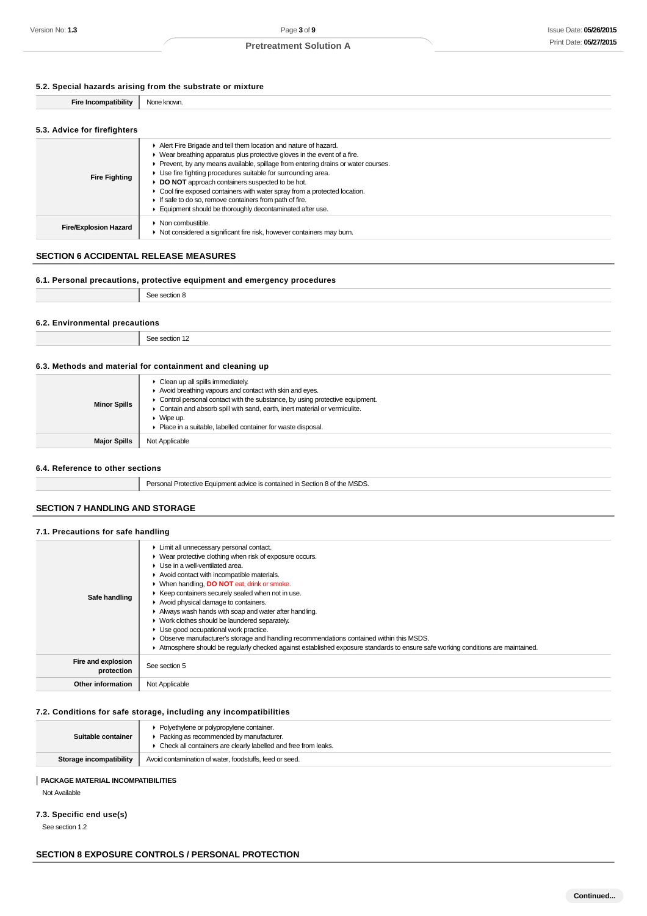### 5.2. Special hazards arising from the substrate or mixture

| | |
|---|---|
| **Fire Incompatibility** | None known. |

### 5.3. Advice for firefighters

| | |
|---|---|
| **Fire Fighting** | ▸ Alert Fire Brigade and tell them location and nature of hazard.<br>▸ Wear breathing apparatus plus protective gloves in the event of a fire.<br>▸ Prevent, by any means available, spillage from entering drains or water courses.<br>▸ Use fire fighting procedures suitable for surrounding area.<br>▸ **DO NOT** approach containers suspected to be hot.<br>▸ Cool fire exposed containers with water spray from a protected location.<br>▸ If safe to do so, remove containers from path of fire.<br>▸ Equipment should be thoroughly decontaminated after use. |
| **Fire/Explosion Hazard** | ▸ Non combustible.<br>▸ Not considered a significant fire risk, however containers may burn. |

## SECTION 6 ACCIDENTAL RELEASE MEASURES

### 6.1. Personal precautions, protective equipment and emergency procedures

| | |
|---|---|
| | See section 8 |

### 6.2. Environmental precautions

| | |
|---|---|
| | See section 12 |

### 6.3. Methods and material for containment and cleaning up

| | |
|---|---|
| **Minor Spills** | ▸ Clean up all spills immediately.<br>▸ Avoid breathing vapours and contact with skin and eyes.<br>▸ Control personal contact with the substance, by using protective equipment.<br>▸ Contain and absorb spill with sand, earth, inert material or vermiculite.<br>▸ Wipe up.<br>▸ Place in a suitable, labelled container for waste disposal. |
| **Major Spills** | Not Applicable |

### 6.4. Reference to other sections

| | |
|---|---|
| | Personal Protective Equipment advice is contained in Section 8 of the MSDS. |

## SECTION 7 HANDLING AND STORAGE

### 7.1. Precautions for safe handling

| | |
|---|---|
| **Safe handling** | ▸ Limit all unnecessary personal contact.<br>▸ Wear protective clothing when risk of exposure occurs.<br>▸ Use in a well-ventilated area.<br>▸ Avoid contact with incompatible materials.<br>▸ When handling, **DO NOT** eat, drink or smoke.<br>▸ Keep containers securely sealed when not in use.<br>▸ Avoid physical damage to containers.<br>▸ Always wash hands with soap and water after handling.<br>▸ Work clothes should be laundered separately.<br>▸ Use good occupational work practice.<br>▸ Observe manufacturer's storage and handling recommendations contained within this MSDS.<br>▸ Atmosphere should be regularly checked against established exposure standards to ensure safe working conditions are maintained. |
| **Fire and explosion protection** | See section 5 |
| **Other information** | Not Applicable |

### 7.2. Conditions for safe storage, including any incompatibilities

| | |
|---|---|
| **Suitable container** | ▸ Polyethylene or polypropylene container.<br>▸ Packing as recommended by manufacturer.<br>▸ Check all containers are clearly labelled and free from leaks. |
| **Storage incompatibility** | Avoid contamination of water, foodstuffs, feed or seed. |

**PACKAGE MATERIAL INCOMPATIBILITIES**

Not Available

### 7.3. Specific end use(s)

See section 1.2

## SECTION 8 EXPOSURE CONTROLS / PERSONAL PROTECTION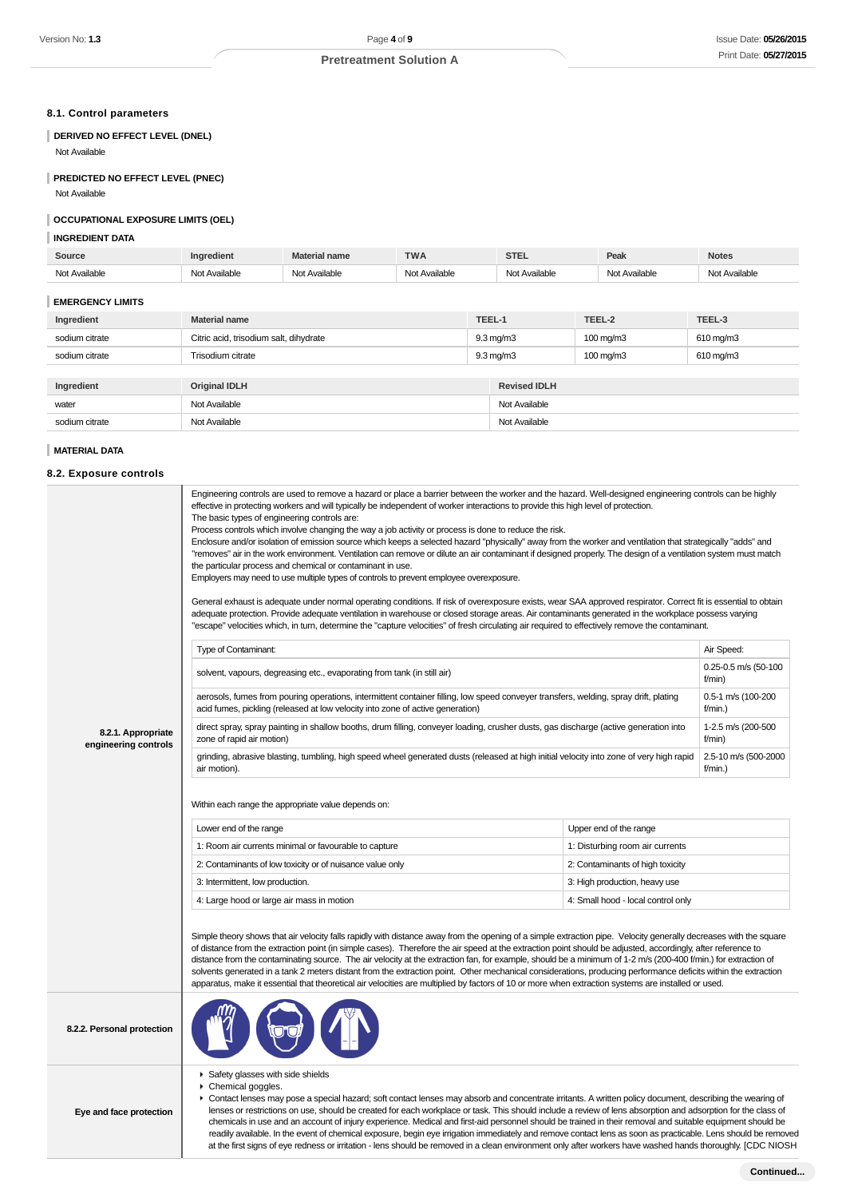## 8.1. Control parameters

### DERIVED NO EFFECT LEVEL (DNEL)

Not Available

### PREDICTED NO EFFECT LEVEL (PNEC)

Not Available

### OCCUPATIONAL EXPOSURE LIMITS (OEL)

### INGREDIENT DATA

| Source | Ingredient | Material name | TWA | STEL | Peak | Notes |
|---|---|---|---|---|---|---|
| Not Available | Not Available | Not Available | Not Available | Not Available | Not Available | Not Available |

### EMERGENCY LIMITS

| Ingredient | Material name | TEEL-1 | TEEL-2 | TEEL-3 |
|---|---|---|---|---|
| sodium citrate | Citric acid, trisodium salt, dihydrate | 9.3 mg/m3 | 100 mg/m3 | 610 mg/m3 |
| sodium citrate | Trisodium citrate | 9.3 mg/m3 | 100 mg/m3 | 610 mg/m3 |

| Ingredient | Original IDLH | Revised IDLH |
|---|---|---|
| water | Not Available | Not Available |
| sodium citrate | Not Available | Not Available |

### MATERIAL DATA

## 8.2. Exposure controls

### 8.2.1. Appropriate engineering controls

Engineering controls are used to remove a hazard or place a barrier between the worker and the hazard. Well-designed engineering controls can be highly effective in protecting workers and will typically be independent of worker interactions to provide this high level of protection.
The basic types of engineering controls are:
Process controls which involve changing the way a job activity or process is done to reduce the risk.
Enclosure and/or isolation of emission source which keeps a selected hazard "physically" away from the worker and ventilation that strategically "adds" and "removes" air in the work environment. Ventilation can remove or dilute an air contaminant if designed properly. The design of a ventilation system must match the particular process and chemical or contaminant in use.
Employers may need to use multiple types of controls to prevent employee overexposure.

General exhaust is adequate under normal operating conditions. If risk of overexposure exists, wear SAA approved respirator. Correct fit is essential to obtain adequate protection. Provide adequate ventilation in warehouse or closed storage areas. Air contaminants generated in the workplace possess varying "escape" velocities which, in turn, determine the "capture velocities" of fresh circulating air required to effectively remove the contaminant.

| Type of Contaminant: | Air Speed: |
|---|---|
| solvent, vapours, degreasing etc., evaporating from tank (in still air) | 0.25-0.5 m/s (50-100 f/min) |
| aerosols, fumes from pouring operations, intermittent container filling, low speed conveyer transfers, welding, spray drift, plating acid fumes, pickling (released at low velocity into zone of active generation) | 0.5-1 m/s (100-200 f/min.) |
| direct spray, spray painting in shallow booths, drum filling, conveyer loading, crusher dusts, gas discharge (active generation into zone of rapid air motion) | 1-2.5 m/s (200-500 f/min) |
| grinding, abrasive blasting, tumbling, high speed wheel generated dusts (released at high initial velocity into zone of very high rapid air motion). | 2.5-10 m/s (500-2000 f/min.) |

Within each range the appropriate value depends on:

| Lower end of the range | Upper end of the range |
|---|---|
| 1: Room air currents minimal or favourable to capture | 1: Disturbing room air currents |
| 2: Contaminants of low toxicity or of nuisance value only | 2: Contaminants of high toxicity |
| 3: Intermittent, low production. | 3: High production, heavy use |
| 4: Large hood or large air mass in motion | 4: Small hood - local control only |

Simple theory shows that air velocity falls rapidly with distance away from the opening of a simple extraction pipe. Velocity generally decreases with the square of distance from the extraction point (in simple cases). Therefore the air speed at the extraction point should be adjusted, accordingly, after reference to distance from the contaminating source. The air velocity at the extraction fan, for example, should be a minimum of 1-2 m/s (200-400 f/min.) for extraction of solvents generated in a tank 2 meters distant from the extraction point. Other mechanical considerations, producing performance deficits within the extraction apparatus, make it essential that theoretical air velocities are multiplied by factors of 10 or more when extraction systems are installed or used.

### 8.2.2. Personal protection

### Eye and face protection

- Safety glasses with side shields
- Chemical goggles.
- Contact lenses may pose a special hazard; soft contact lenses may absorb and concentrate irritants. A written policy document, describing the wearing of lenses or restrictions on use, should be created for each workplace or task. This should include a review of lens absorption and adsorption for the class of chemicals in use and an account of injury experience. Medical and first-aid personnel should be trained in their removal and suitable equipment should be readily available. In the event of chemical exposure, begin eye irrigation immediately and remove contact lens as soon as practicable. Lens should be removed at the first signs of eye redness or irritation - lens should be removed in a clean environment only after workers have washed hands thoroughly. [CDC NIOSH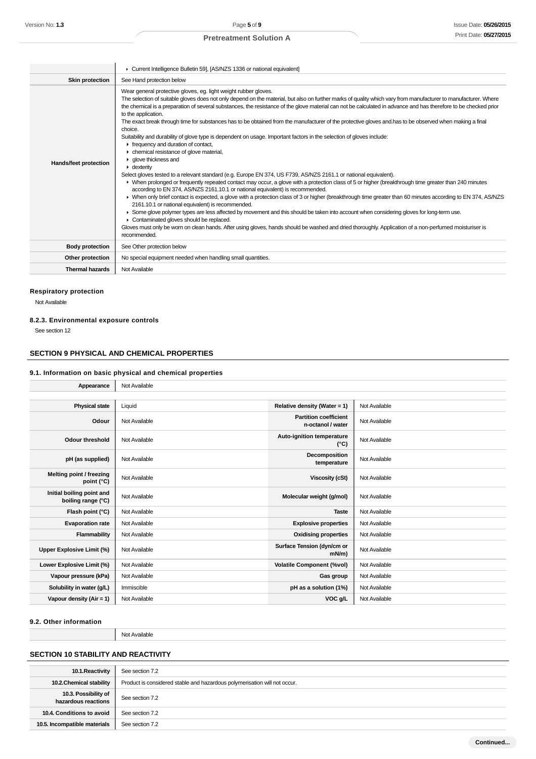| | |
|---|---|
| | ▸ Current Intelligence Bulletin 59], [AS/NZS 1336 or national equivalent] |
| **Skin protection** | See Hand protection below |
| **Hands/feet protection** | Wear general protective gloves, eg. light weight rubber gloves.<br>The selection of suitable gloves does not only depend on the material, but also on further marks of quality which vary from manufacturer to manufacturer. Where the chemical is a preparation of several substances, the resistance of the glove material can not be calculated in advance and has therefore to be checked prior to the application.<br>The exact break through time for substances has to be obtained from the manufacturer of the protective gloves and.has to be observed when making a final choice.<br>Suitability and durability of glove type is dependent on usage. Important factors in the selection of gloves include:<br>▸ frequency and duration of contact,<br>▸ chemical resistance of glove material,<br>▸ glove thickness and<br>▸ dexterity<br>Select gloves tested to a relevant standard (e.g. Europe EN 374, US F739, AS/NZS 2161.1 or national equivalent).<br>▸ When prolonged or frequently repeated contact may occur, a glove with a protection class of 5 or higher (breakthrough time greater than 240 minutes according to EN 374, AS/NZS 2161.10.1 or national equivalent) is recommended.<br>▸ When only brief contact is expected, a glove with a protection class of 3 or higher (breakthrough time greater than 60 minutes according to EN 374, AS/NZS 2161.10.1 or national equivalent) is recommended.<br>▸ Some glove polymer types are less affected by movement and this should be taken into account when considering gloves for long-term use.<br>▸ Contaminated gloves should be replaced.<br>Gloves must only be worn on clean hands. After using gloves, hands should be washed and dried thoroughly. Application of a non-perfumed moisturiser is recommended. |
| **Body protection** | See Other protection below |
| **Other protection** | No special equipment needed when handling small quantities. |
| **Thermal hazards** | Not Available |

#### Respiratory protection

Not Available

#### 8.2.3. Environmental exposure controls

See section 12

## SECTION 9 PHYSICAL AND CHEMICAL PROPERTIES

### 9.1. Information on basic physical and chemical properties

| | |
|---|---|
| **Appearance** | Not Available |

| | | | |
|---|---|---|---|
| **Physical state** | Liquid | **Relative density (Water = 1)** | Not Available |
| **Odour** | Not Available | **Partition coefficient n-octanol / water** | Not Available |
| **Odour threshold** | Not Available | **Auto-ignition temperature (°C)** | Not Available |
| **pH (as supplied)** | Not Available | **Decomposition temperature** | Not Available |
| **Melting point / freezing point (°C)** | Not Available | **Viscosity (cSt)** | Not Available |
| **Initial boiling point and boiling range (°C)** | Not Available | **Molecular weight (g/mol)** | Not Available |
| **Flash point (°C)** | Not Available | **Taste** | Not Available |
| **Evaporation rate** | Not Available | **Explosive properties** | Not Available |
| **Flammability** | Not Available | **Oxidising properties** | Not Available |
| **Upper Explosive Limit (%)** | Not Available | **Surface Tension (dyn/cm or mN/m)** | Not Available |
| **Lower Explosive Limit (%)** | Not Available | **Volatile Component (%vol)** | Not Available |
| **Vapour pressure (kPa)** | Not Available | **Gas group** | Not Available |
| **Solubility in water (g/L)** | Immiscible | **pH as a solution (1%)** | Not Available |
| **Vapour density (Air = 1)** | Not Available | **VOC g/L** | Not Available |

### 9.2. Other information

| | |
|---|---|
| | Not Available |

## SECTION 10 STABILITY AND REACTIVITY

| | |
|---|---|
| **10.1.Reactivity** | See section 7.2 |
| **10.2.Chemical stability** | Product is considered stable and hazardous polymerisation will not occur. |
| **10.3. Possibility of hazardous reactions** | See section 7.2 |
| **10.4. Conditions to avoid** | See section 7.2 |
| **10.5. Incompatible materials** | See section 7.2 |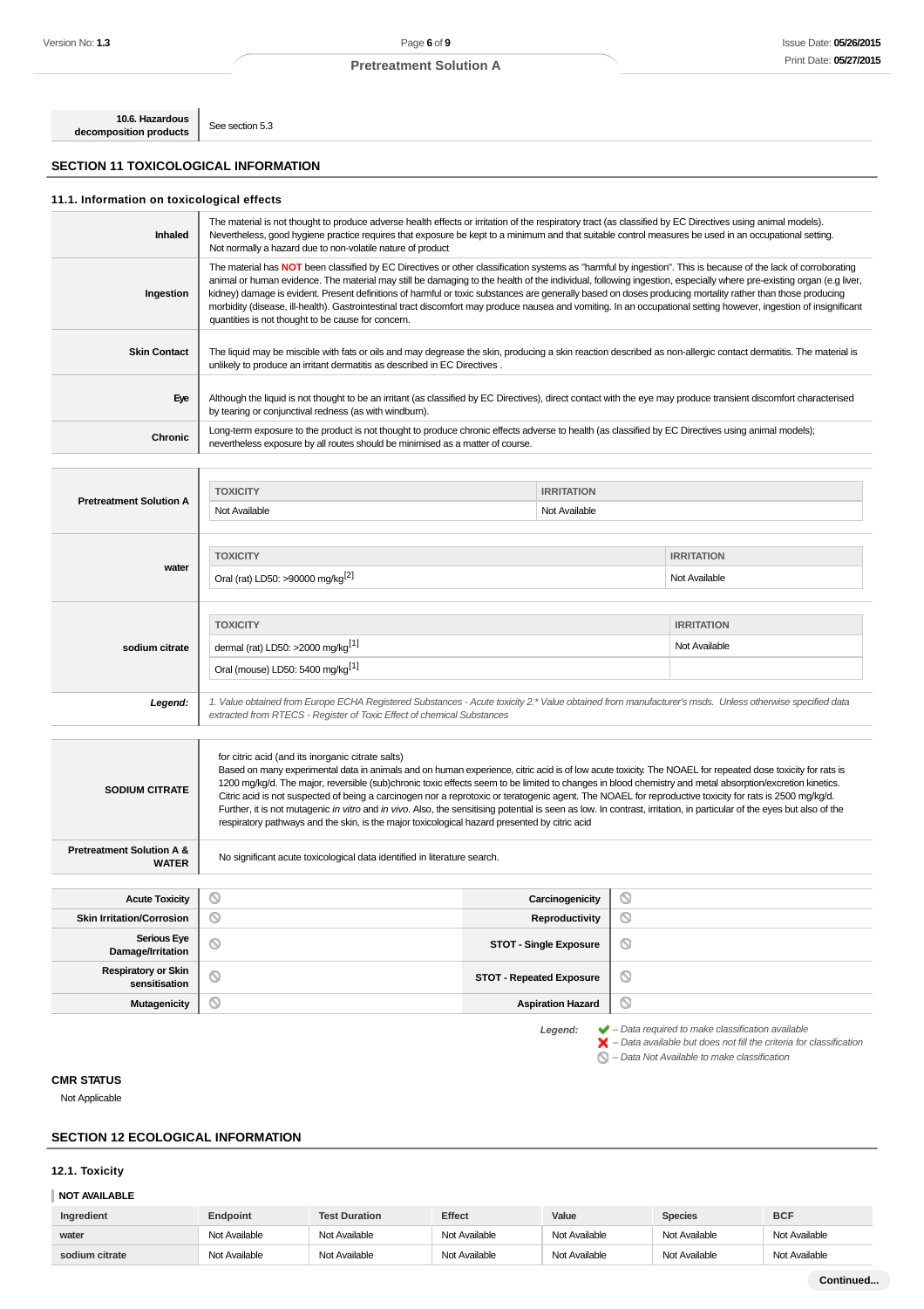| 10.6. Hazardous decomposition products | See section 5.3 |
|---|---|

## SECTION 11 TOXICOLOGICAL INFORMATION

### 11.1. Information on toxicological effects

| | |
|---|---|
| **Inhaled** | The material is not thought to produce adverse health effects or irritation of the respiratory tract (as classified by EC Directives using animal models). Nevertheless, good hygiene practice requires that exposure be kept to a minimum and that suitable control measures be used in an occupational setting. Not normally a hazard due to non-volatile nature of product |
| **Ingestion** | The material has **NOT** been classified by EC Directives or other classification systems as "harmful by ingestion". This is because of the lack of corroborating animal or human evidence. The material may still be damaging to the health of the individual, following ingestion, especially where pre-existing organ (e.g liver, kidney) damage is evident. Present definitions of harmful or toxic substances are generally based on doses producing mortality rather than those producing morbidity (disease, ill-health). Gastrointestinal tract discomfort may produce nausea and vomiting. In an occupational setting however, ingestion of insignificant quantities is not thought to be cause for concern. |
| **Skin Contact** | The liquid may be miscible with fats or oils and may degrease the skin, producing a skin reaction described as non-allergic contact dermatitis. The material is unlikely to produce an irritant dermatitis as described in EC Directives . |
| **Eye** | Although the liquid is not thought to be an irritant (as classified by EC Directives), direct contact with the eye may produce transient discomfort characterised by tearing or conjunctival redness (as with windburn). |
| **Chronic** | Long-term exposure to the product is not thought to produce chronic effects adverse to health (as classified by EC Directives using animal models); nevertheless exposure by all routes should be minimised as a matter of course. |

| | TOXICITY | IRRITATION |
|---|---|---|
| **Pretreatment Solution A** | Not Available | Not Available |
| **water** | Oral (rat) LD50: >90000 mg/kg[2] | Not Available |
| **sodium citrate** | dermal (rat) LD50: >2000 mg/kg[1] | Not Available |
| | Oral (mouse) LD50: 5400 mg/kg[1] | |
| ***Legend:*** | *1. Value obtained from Europe ECHA Registered Substances - Acute toxicity 2.\* Value obtained from manufacturer's msds. Unless otherwise specified data extracted from RTECS - Register of Toxic Effect of chemical Substances* | |

| | |
|---|---|
| **SODIUM CITRATE** | for citric acid (and its inorganic citrate salts)<br>Based on many experimental data in animals and on human experience, citric acid is of low acute toxicity. The NOAEL for repeated dose toxicity for rats is 1200 mg/kg/d. The major, reversible (sub)chronic toxic effects seem to be limited to changes in blood chemistry and metal absorption/excretion kinetics. Citric acid is not suspected of being a carcinogen nor a reprotoxic or teratogenic agent. The NOAEL for reproductive toxicity for rats is 2500 mg/kg/d. Further, it is not mutagenic *in vitro* and *in vivo*. Also, the sensitising potential is seen as low. In contrast, irritation, in particular of the eyes but also of the respiratory pathways and the skin, is the major toxicological hazard presented by citric acid |
| **Pretreatment Solution A & WATER** | No significant acute toxicological data identified in literature search. |

| | | | |
|---|---|---|---|
| **Acute Toxicity** | ⃠ | **Carcinogenicity** | ⃠ |
| **Skin Irritation/Corrosion** | ⃠ | **Reproductivity** | ⃠ |
| **Serious Eye Damage/Irritation** | ⃠ | **STOT - Single Exposure** | ⃠ |
| **Respiratory or Skin sensitisation** | ⃠ | **STOT - Repeated Exposure** | ⃠ |
| **Mutagenicity** | ⃠ | **Aspiration Hazard** | ⃠ |

***Legend:***
✔ *– Data required to make classification available*
✘ *– Data available but does not fill the criteria for classification*
⃠ *– Data Not Available to make classification*

**CMR STATUS**

Not Applicable

## SECTION 12 ECOLOGICAL INFORMATION

### 12.1. Toxicity

**NOT AVAILABLE**

| Ingredient | Endpoint | Test Duration | Effect | Value | Species | BCF |
|---|---|---|---|---|---|---|
| water | Not Available | Not Available | Not Available | Not Available | Not Available | Not Available |
| sodium citrate | Not Available | Not Available | Not Available | Not Available | Not Available | Not Available |

Continued...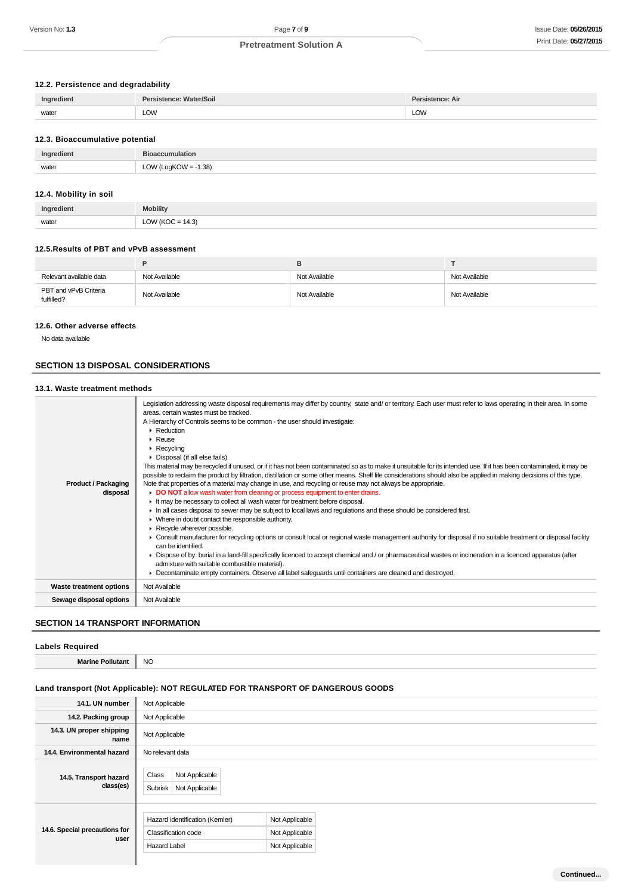### 12.2. Persistence and degradability

| Ingredient | Persistence: Water/Soil | Persistence: Air |
| --- | --- | --- |
| water | LOW | LOW |

### 12.3. Bioaccumulative potential

| Ingredient | Bioaccumulation |
| --- | --- |
| water | LOW (LogKOW = -1.38) |

### 12.4. Mobility in soil

| Ingredient | Mobility |
| --- | --- |
| water | LOW (KOC = 14.3) |

### 12.5.Results of PBT and vPvB assessment

| | P | B | T |
| --- | --- | --- | --- |
| Relevant available data | Not Available | Not Available | Not Available |
| PBT and vPvB Criteria fulfilled? | Not Available | Not Available | Not Available |

### 12.6. Other adverse effects

No data available

## SECTION 13 DISPOSAL CONSIDERATIONS

### 13.1. Waste treatment methods

| | |
| --- | --- |
| **Product / Packaging disposal** | Legislation addressing waste disposal requirements may differ by country, state and/ or territory. Each user must refer to laws operating in their area. In some areas, certain wastes must be tracked.<br>A Hierarchy of Controls seems to be common - the user should investigate:<br>▸ Reduction<br>▸ Reuse<br>▸ Recycling<br>▸ Disposal (if all else fails)<br>This material may be recycled if unused, or if it has not been contaminated so as to make it unsuitable for its intended use. If it has been contaminated, it may be possible to reclaim the product by filtration, distillation or some other means. Shelf life considerations should also be applied in making decisions of this type. Note that properties of a material may change in use, and recycling or reuse may not always be appropriate.<br>▸ **DO NOT** allow wash water from cleaning or process equipment to enter drains.<br>▸ It may be necessary to collect all wash water for treatment before disposal.<br>▸ In all cases disposal to sewer may be subject to local laws and regulations and these should be considered first.<br>▸ Where in doubt contact the responsible authority.<br>▸ Recycle wherever possible.<br>▸ Consult manufacturer for recycling options or consult local or regional waste management authority for disposal if no suitable treatment or disposal facility can be identified.<br>▸ Dispose of by: burial in a land-fill specifically licenced to accept chemical and / or pharmaceutical wastes or incineration in a licenced apparatus (after admixture with suitable combustible material).<br>▸ Decontaminate empty containers. Observe all label safeguards until containers are cleaned and destroyed. |
| **Waste treatment options** | Not Available |
| **Sewage disposal options** | Not Available |

## SECTION 14 TRANSPORT INFORMATION

### Labels Required

| | |
| --- | --- |
| **Marine Pollutant** | NO |

### Land transport (Not Applicable): NOT REGULATED FOR TRANSPORT OF DANGEROUS GOODS

| | |
| --- | --- |
| **14.1. UN number** | Not Applicable |
| **14.2. Packing group** | Not Applicable |
| **14.3. UN proper shipping name** | Not Applicable |
| **14.4. Environmental hazard** | No relevant data |
| **14.5. Transport hazard class(es)** | Class: Not Applicable<br>Subrisk: Not Applicable |
| **14.6. Special precautions for user** | Hazard identification (Kemler): Not Applicable<br>Classification code: Not Applicable<br>Hazard Label: Not Applicable |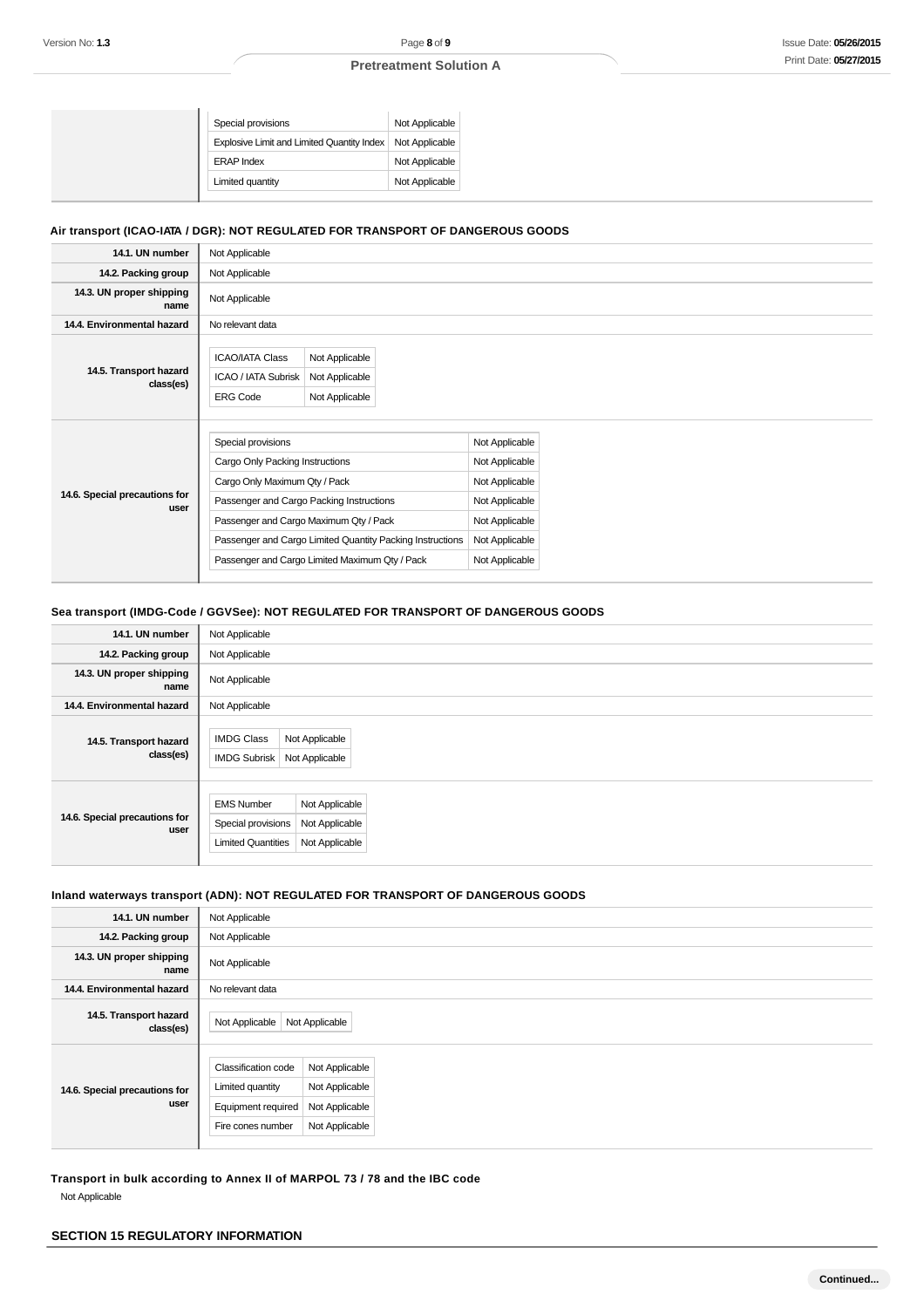| | | |
|---|---|---|
| | Special provisions | Not Applicable |
| | Explosive Limit and Limited Quantity Index | Not Applicable |
| | ERAP Index | Not Applicable |
| | Limited quantity | Not Applicable |

### Air transport (ICAO-IATA / DGR): NOT REGULATED FOR TRANSPORT OF DANGEROUS GOODS

| | |
|---|---|
| **14.1. UN number** | Not Applicable |
| **14.2. Packing group** | Not Applicable |
| **14.3. UN proper shipping name** | Not Applicable |
| **14.4. Environmental hazard** | No relevant data |
| **14.5. Transport hazard class(es)** | ICAO/IATA Class: Not Applicable<br>ICAO / IATA Subrisk: Not Applicable<br>ERG Code: Not Applicable |
| **14.6. Special precautions for user** | Special provisions: Not Applicable<br>Cargo Only Packing Instructions: Not Applicable<br>Cargo Only Maximum Qty / Pack: Not Applicable<br>Passenger and Cargo Packing Instructions: Not Applicable<br>Passenger and Cargo Maximum Qty / Pack: Not Applicable<br>Passenger and Cargo Limited Quantity Packing Instructions: Not Applicable<br>Passenger and Cargo Limited Maximum Qty / Pack: Not Applicable |

### Sea transport (IMDG-Code / GGVSee): NOT REGULATED FOR TRANSPORT OF DANGEROUS GOODS

| | |
|---|---|
| **14.1. UN number** | Not Applicable |
| **14.2. Packing group** | Not Applicable |
| **14.3. UN proper shipping name** | Not Applicable |
| **14.4. Environmental hazard** | Not Applicable |
| **14.5. Transport hazard class(es)** | IMDG Class: Not Applicable<br>IMDG Subrisk: Not Applicable |
| **14.6. Special precautions for user** | EMS Number: Not Applicable<br>Special provisions: Not Applicable<br>Limited Quantities: Not Applicable |

### Inland waterways transport (ADN): NOT REGULATED FOR TRANSPORT OF DANGEROUS GOODS

| | |
|---|---|
| **14.1. UN number** | Not Applicable |
| **14.2. Packing group** | Not Applicable |
| **14.3. UN proper shipping name** | Not Applicable |
| **14.4. Environmental hazard** | No relevant data |
| **14.5. Transport hazard class(es)** | Not Applicable \| Not Applicable |
| **14.6. Special precautions for user** | Classification code: Not Applicable<br>Limited quantity: Not Applicable<br>Equipment required: Not Applicable<br>Fire cones number: Not Applicable |

### Transport in bulk according to Annex II of MARPOL 73 / 78 and the IBC code

Not Applicable

## SECTION 15 REGULATORY INFORMATION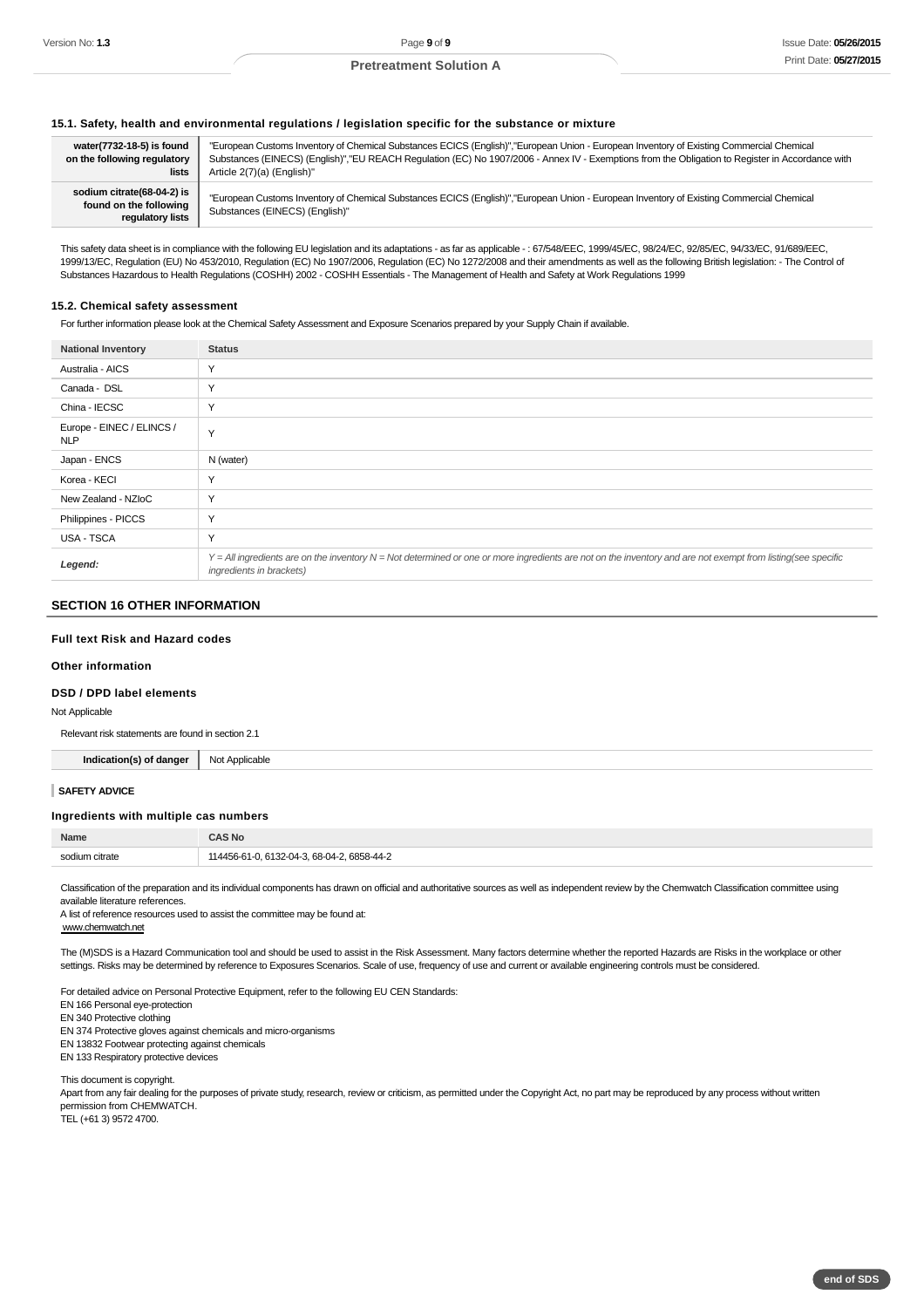### 15.1. Safety, health and environmental regulations / legislation specific for the substance or mixture

| | |
|---|---|
| **water(7732-18-5) is found on the following regulatory lists** | "European Customs Inventory of Chemical Substances ECICS (English)","European Union - European Inventory of Existing Commercial Chemical Substances (EINECS) (English)","EU REACH Regulation (EC) No 1907/2006 - Annex IV - Exemptions from the Obligation to Register in Accordance with Article 2(7)(a) (English)" |
| **sodium citrate(68-04-2) is found on the following regulatory lists** | "European Customs Inventory of Chemical Substances ECICS (English)","European Union - European Inventory of Existing Commercial Chemical Substances (EINECS) (English)" |

This safety data sheet is in compliance with the following EU legislation and its adaptations - as far as applicable - : 67/548/EEC, 1999/45/EC, 98/24/EC, 92/85/EC, 94/33/EC, 91/689/EEC, 1999/13/EC, Regulation (EU) No 453/2010, Regulation (EC) No 1907/2006, Regulation (EC) No 1272/2008 and their amendments as well as the following British legislation: - The Control of Substances Hazardous to Health Regulations (COSHH) 2002 - COSHH Essentials - The Management of Health and Safety at Work Regulations 1999

### 15.2. Chemical safety assessment

For further information please look at the Chemical Safety Assessment and Exposure Scenarios prepared by your Supply Chain if available.

| National Inventory | Status |
|---|---|
| Australia - AICS | Y |
| Canada - DSL | Y |
| China - IECSC | Y |
| Europe - EINEC / ELINCS / NLP | Y |
| Japan - ENCS | N (water) |
| Korea - KECI | Y |
| New Zealand - NZIoC | Y |
| Philippines - PICCS | Y |
| USA - TSCA | Y |
| ***Legend:*** | *Y = All ingredients are on the inventory N = Not determined or one or more ingredients are not on the inventory and are not exempt from listing(see specific ingredients in brackets)* |

## SECTION 16 OTHER INFORMATION

### Full text Risk and Hazard codes

### Other information

### DSD / DPD label elements

Not Applicable

Relevant risk statements are found in section 2.1

| | |
|---|---|
| **Indication(s) of danger** | Not Applicable |

**SAFETY ADVICE**

### Ingredients with multiple cas numbers

| Name | CAS No |
|---|---|
| sodium citrate | 114456-61-0, 6132-04-3, 68-04-2, 6858-44-2 |

Classification of the preparation and its individual components has drawn on official and authoritative sources as well as independent review by the Chemwatch Classification committee using available literature references.
A list of reference resources used to assist the committee may be found at:
www.chemwatch.net

The (M)SDS is a Hazard Communication tool and should be used to assist in the Risk Assessment. Many factors determine whether the reported Hazards are Risks in the workplace or other settings. Risks may be determined by reference to Exposures Scenarios. Scale of use, frequency of use and current or available engineering controls must be considered.

For detailed advice on Personal Protective Equipment, refer to the following EU CEN Standards:
EN 166 Personal eye-protection
EN 340 Protective clothing
EN 374 Protective gloves against chemicals and micro-organisms
EN 13832 Footwear protecting against chemicals
EN 133 Respiratory protective devices

This document is copyright.
Apart from any fair dealing for the purposes of private study, research, review or criticism, as permitted under the Copyright Act, no part may be reproduced by any process without written permission from CHEMWATCH.
TEL (+61 3) 9572 4700.

end of SDS